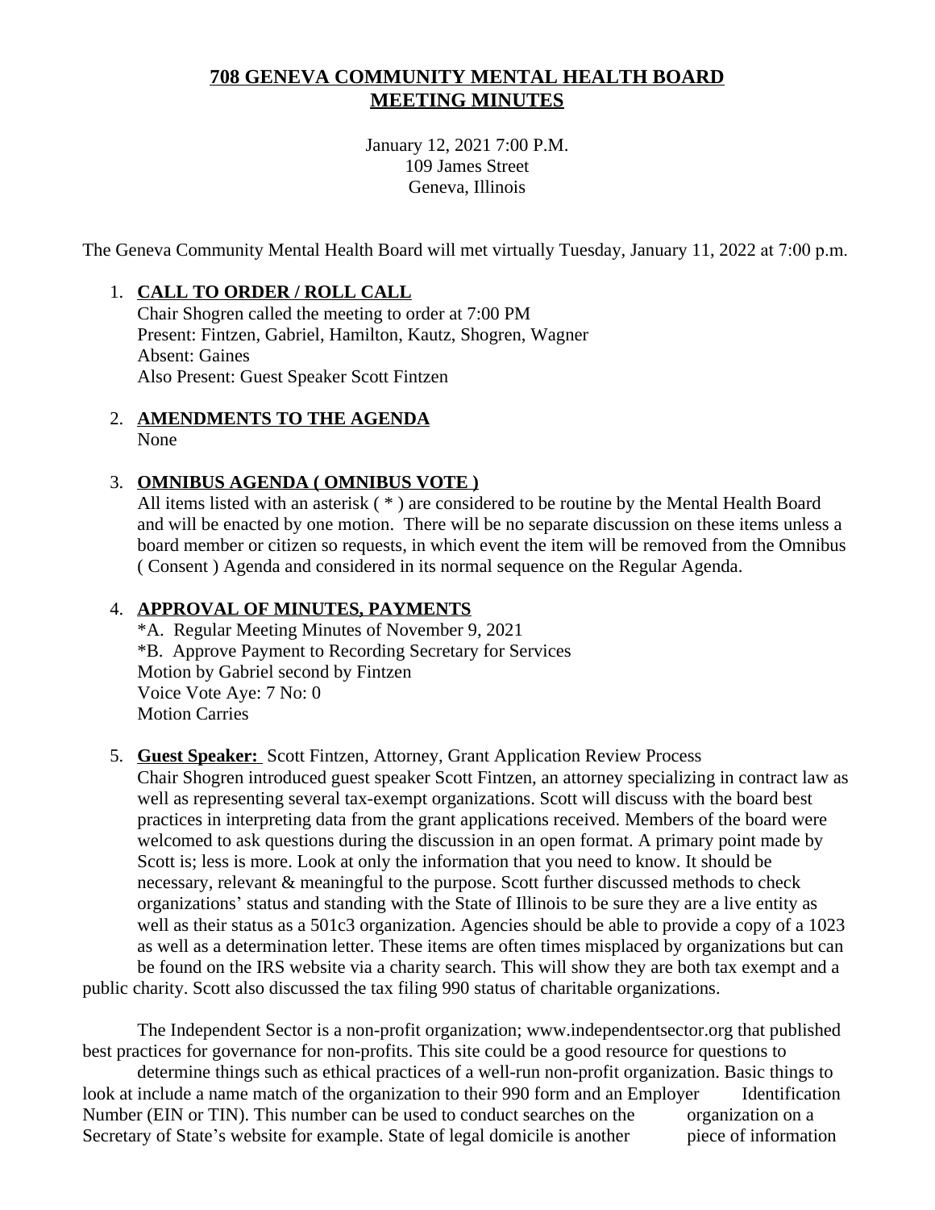# 708 GENEVA COMMUNITY MENTAL HEALTH BOARD
# MEETING MINUTES

January 12, 2021 7:00 P.M.
109 James Street
Geneva, Illinois

The Geneva Community Mental Health Board will met virtually Tuesday, January 11, 2022 at 7:00 p.m.

1. **CALL TO ORDER / ROLL CALL**
   Chair Shogren called the meeting to order at 7:00 PM
   Present: Fintzen, Gabriel, Hamilton, Kautz, Shogren, Wagner
   Absent: Gaines
   Also Present: Guest Speaker Scott Fintzen

2. **AMENDMENTS TO THE AGENDA**
   None

3. **OMNIBUS AGENDA ( OMNIBUS VOTE )**
   All items listed with an asterisk ( * ) are considered to be routine by the Mental Health Board and will be enacted by one motion. There will be no separate discussion on these items unless a board member or citizen so requests, in which event the item will be removed from the Omnibus ( Consent ) Agenda and considered in its normal sequence on the Regular Agenda.

4. **APPROVAL OF MINUTES, PAYMENTS**
   *A. Regular Meeting Minutes of November 9, 2021
   *B. Approve Payment to Recording Secretary for Services
   Motion by Gabriel second by Fintzen
   Voice Vote Aye: 7 No: 0
   Motion Carries

5. **Guest Speaker:** Scott Fintzen, Attorney, Grant Application Review Process
   Chair Shogren introduced guest speaker Scott Fintzen, an attorney specializing in contract law as well as representing several tax-exempt organizations. Scott will discuss with the board best practices in interpreting data from the grant applications received. Members of the board were welcomed to ask questions during the discussion in an open format. A primary point made by Scott is; less is more. Look at only the information that you need to know. It should be necessary, relevant & meaningful to the purpose. Scott further discussed methods to check organizations' status and standing with the State of Illinois to be sure they are a live entity as well as their status as a 501c3 organization. Agencies should be able to provide a copy of a 1023 as well as a determination letter. These items are often times misplaced by organizations but can be found on the IRS website via a charity search. This will show they are both tax exempt and a public charity. Scott also discussed the tax filing 990 status of charitable organizations.

The Independent Sector is a non-profit organization; www.independentsector.org that published best practices for governance for non-profits. This site could be a good resource for questions to determine things such as ethical practices of a well-run non-profit organization. Basic things to look at include a name match of the organization to their 990 form and an Employer Identification Number (EIN or TIN). This number can be used to conduct searches on the organization on a Secretary of State's website for example. State of legal domicile is another piece of information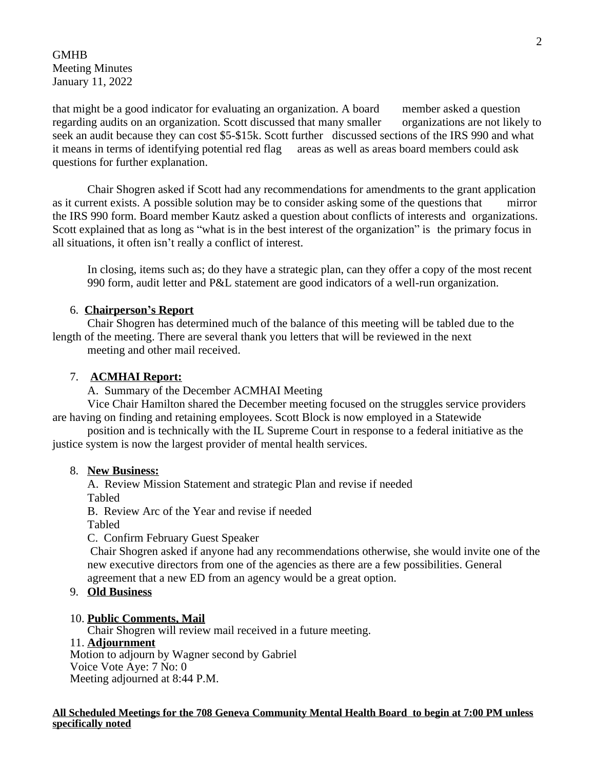GMHB
Meeting Minutes
January 11, 2022

that might be a good indicator for evaluating an organization. A board member asked a question regarding audits on an organization. Scott discussed that many smaller organizations are not likely to seek an audit because they can cost $5-$15k. Scott further discussed sections of the IRS 990 and what it means in terms of identifying potential red flag areas as well as areas board members could ask questions for further explanation.

Chair Shogren asked if Scott had any recommendations for amendments to the grant application as it current exists. A possible solution may be to consider asking some of the questions that mirror the IRS 990 form. Board member Kautz asked a question about conflicts of interests and organizations. Scott explained that as long as "what is in the best interest of the organization" is the primary focus in all situations, it often isn't really a conflict of interest.

In closing, items such as; do they have a strategic plan, can they offer a copy of the most recent 990 form, audit letter and P&L statement are good indicators of a well-run organization.

6. **Chairperson's Report**

Chair Shogren has determined much of the balance of this meeting will be tabled due to the length of the meeting. There are several thank you letters that will be reviewed in the next meeting and other mail received.

7. **ACMHAI Report:**

A. Summary of the December ACMHAI Meeting

Vice Chair Hamilton shared the December meeting focused on the struggles service providers are having on finding and retaining employees. Scott Block is now employed in a Statewide position and is technically with the IL Supreme Court in response to a federal initiative as the justice system is now the largest provider of mental health services.

8. **New Business:**

A. Review Mission Statement and strategic Plan and revise if needed
Tabled

B. Review Arc of the Year and revise if needed
Tabled

C. Confirm February Guest Speaker
Chair Shogren asked if anyone had any recommendations otherwise, she would invite one of the new executive directors from one of the agencies as there are a few possibilities. General agreement that a new ED from an agency would be a great option.

9. **Old Business**

10. **Public Comments, Mail**
Chair Shogren will review mail received in a future meeting.

11. **Adjournment**
Motion to adjourn by Wagner second by Gabriel
Voice Vote Aye: 7 No: 0
Meeting adjourned at 8:44 P.M.

**All Scheduled Meetings for the 708 Geneva Community Mental Health Board to begin at 7:00 PM unless specifically noted**